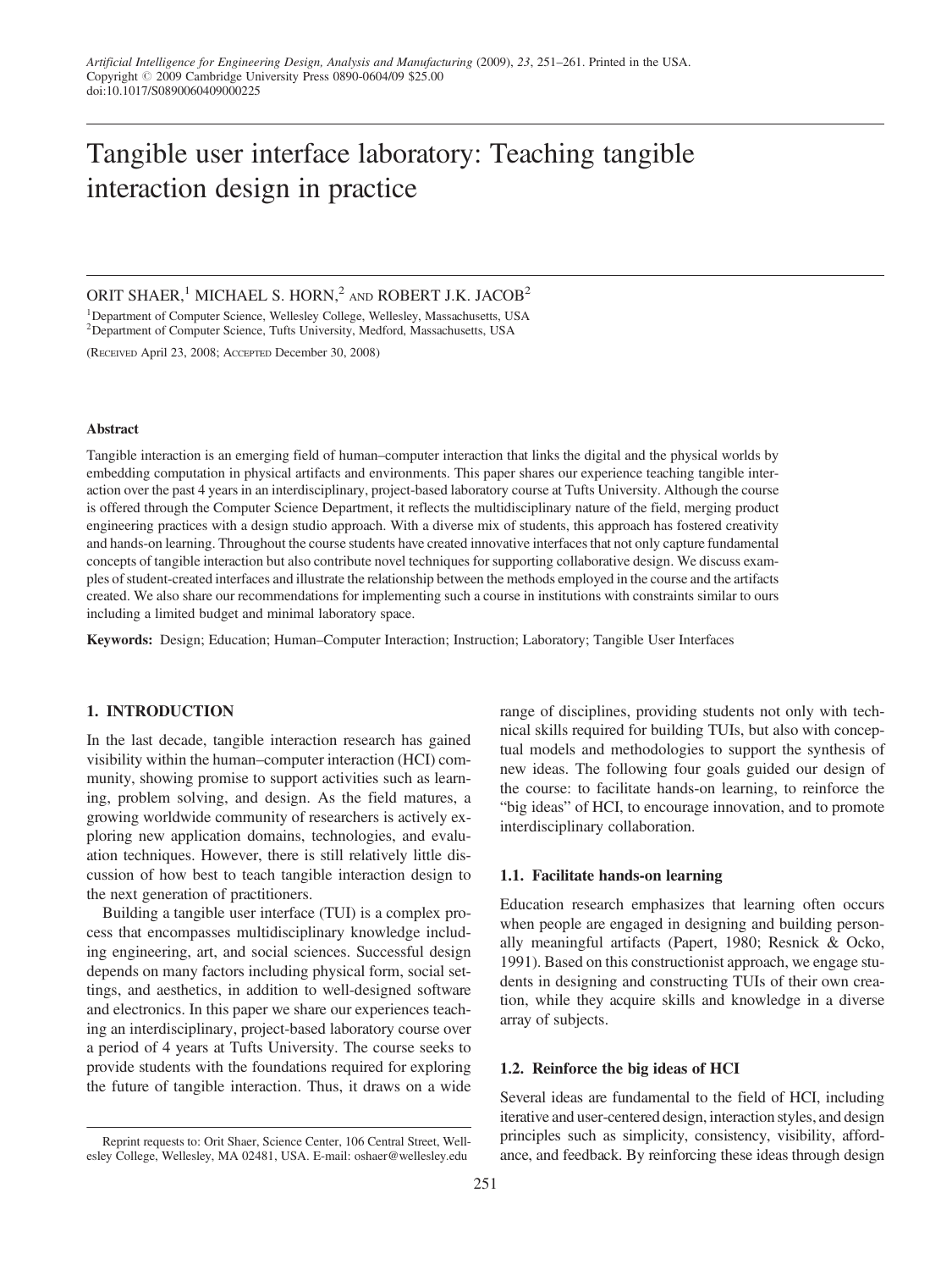# Tangible user interface laboratory: Teaching tangible interaction design in practice

ORIT SHAER,[1] MICHAEL S. HORN,[2] AND ROBERT J.K. JACOB[2]

[1]Department of Computer Science, Wellesley College, Wellesley, Massachusetts, USA
[2]Department of Computer Science, Tufts University, Medford, Massachusetts, USA

(Received April 23, 2008; Accepted December 30, 2008)

#### Abstract

Tangible interaction is an emerging field of human–computer interaction that links the digital and the physical worlds by embedding computation in physical artifacts and environments. This paper shares our experience teaching tangible interaction over the past 4 years in an interdisciplinary, project-based laboratory course at Tufts University. Although the course is offered through the Computer Science Department, it reflects the multidisciplinary nature of the field, merging product engineering practices with a design studio approach. With a diverse mix of students, this approach has fostered creativity and hands-on learning. Throughout the course students have created innovative interfaces that not only capture fundamental concepts of tangible interaction but also contribute novel techniques for supporting collaborative design. We discuss examples of student-created interfaces and illustrate the relationship between the methods employed in the course and the artifacts created. We also share our recommendations for implementing such a course in institutions with constraints similar to ours including a limited budget and minimal laboratory space.

**Keywords:** Design; Education; Human–Computer Interaction; Instruction; Laboratory; Tangible User Interfaces

## 1. INTRODUCTION

In the last decade, tangible interaction research has gained visibility within the human–computer interaction (HCI) community, showing promise to support activities such as learning, problem solving, and design. As the field matures, a growing worldwide community of researchers is actively exploring new application domains, technologies, and evaluation techniques. However, there is still relatively little discussion of how best to teach tangible interaction design to the next generation of practitioners.

Building a tangible user interface (TUI) is a complex process that encompasses multidisciplinary knowledge including engineering, art, and social sciences. Successful design depends on many factors including physical form, social settings, and aesthetics, in addition to well-designed software and electronics. In this paper we share our experiences teaching an interdisciplinary, project-based laboratory course over a period of 4 years at Tufts University. The course seeks to provide students with the foundations required for exploring the future of tangible interaction. Thus, it draws on a wide range of disciplines, providing students not only with technical skills required for building TUIs, but also with conceptual models and methodologies to support the synthesis of new ideas. The following four goals guided our design of the course: to facilitate hands-on learning, to reinforce the "big ideas" of HCI, to encourage innovation, and to promote interdisciplinary collaboration.

### 1.1. Facilitate hands-on learning

Education research emphasizes that learning often occurs when people are engaged in designing and building personally meaningful artifacts (Papert, 1980; Resnick & Ocko, 1991). Based on this constructionist approach, we engage students in designing and constructing TUIs of their own creation, while they acquire skills and knowledge in a diverse array of subjects.

### 1.2. Reinforce the big ideas of HCI

Several ideas are fundamental to the field of HCI, including iterative and user-centered design, interaction styles, and design principles such as simplicity, consistency, visibility, affordance, and feedback. By reinforcing these ideas through design

Reprint requests to: Orit Shaer, Science Center, 106 Central Street, Wellesley College, Wellesley, MA 02481, USA. E-mail: oshaer@wellesley.edu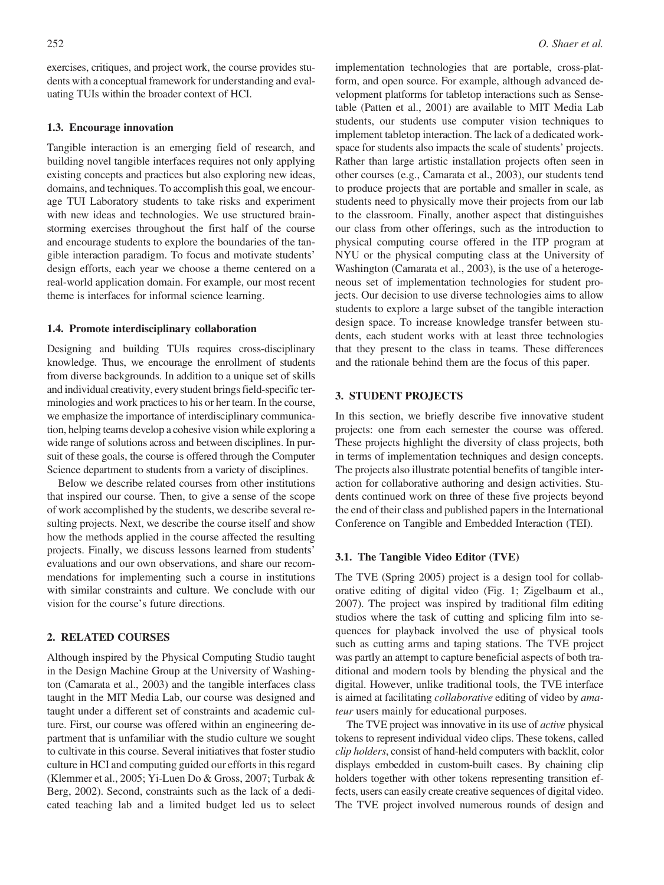exercises, critiques, and project work, the course provides students with a conceptual framework for understanding and evaluating TUIs within the broader context of HCI.

### 1.3. Encourage innovation

Tangible interaction is an emerging field of research, and building novel tangible interfaces requires not only applying existing concepts and practices but also exploring new ideas, domains, and techniques. To accomplish this goal, we encourage TUI Laboratory students to take risks and experiment with new ideas and technologies. We use structured brainstorming exercises throughout the first half of the course and encourage students to explore the boundaries of the tangible interaction paradigm. To focus and motivate students' design efforts, each year we choose a theme centered on a real-world application domain. For example, our most recent theme is interfaces for informal science learning.

### 1.4. Promote interdisciplinary collaboration

Designing and building TUIs requires cross-disciplinary knowledge. Thus, we encourage the enrollment of students from diverse backgrounds. In addition to a unique set of skills and individual creativity, every student brings field-specific terminologies and work practices to his or her team. In the course, we emphasize the importance of interdisciplinary communication, helping teams develop a cohesive vision while exploring a wide range of solutions across and between disciplines. In pursuit of these goals, the course is offered through the Computer Science department to students from a variety of disciplines.

Below we describe related courses from other institutions that inspired our course. Then, to give a sense of the scope of work accomplished by the students, we describe several resulting projects. Next, we describe the course itself and show how the methods applied in the course affected the resulting projects. Finally, we discuss lessons learned from students' evaluations and our own observations, and share our recommendations for implementing such a course in institutions with similar constraints and culture. We conclude with our vision for the course's future directions.

## 2. RELATED COURSES

Although inspired by the Physical Computing Studio taught in the Design Machine Group at the University of Washington (Camarata et al., 2003) and the tangible interfaces class taught in the MIT Media Lab, our course was designed and taught under a different set of constraints and academic culture. First, our course was offered within an engineering department that is unfamiliar with the studio culture we sought to cultivate in this course. Several initiatives that foster studio culture in HCI and computing guided our efforts in this regard (Klemmer et al., 2005; Yi-Luen Do & Gross, 2007; Turbak & Berg, 2002). Second, constraints such as the lack of a dedicated teaching lab and a limited budget led us to select implementation technologies that are portable, cross-platform, and open source. For example, although advanced development platforms for tabletop interactions such as Sensetable (Patten et al., 2001) are available to MIT Media Lab students, our students use computer vision techniques to implement tabletop interaction. The lack of a dedicated workspace for students also impacts the scale of students' projects. Rather than large artistic installation projects often seen in other courses (e.g., Camarata et al., 2003), our students tend to produce projects that are portable and smaller in scale, as students need to physically move their projects from our lab to the classroom. Finally, another aspect that distinguishes our class from other offerings, such as the introduction to physical computing course offered in the ITP program at NYU or the physical computing class at the University of Washington (Camarata et al., 2003), is the use of a heterogeneous set of implementation technologies for student projects. Our decision to use diverse technologies aims to allow students to explore a large subset of the tangible interaction design space. To increase knowledge transfer between students, each student works with at least three technologies that they present to the class in teams. These differences and the rationale behind them are the focus of this paper.

## 3. STUDENT PROJECTS

In this section, we briefly describe five innovative student projects: one from each semester the course was offered. These projects highlight the diversity of class projects, both in terms of implementation techniques and design concepts. The projects also illustrate potential benefits of tangible interaction for collaborative authoring and design activities. Students continued work on three of these five projects beyond the end of their class and published papers in the International Conference on Tangible and Embedded Interaction (TEI).

### 3.1. The Tangible Video Editor (TVE)

The TVE (Spring 2005) project is a design tool for collaborative editing of digital video (Fig. 1; Zigelbaum et al., 2007). The project was inspired by traditional film editing studios where the task of cutting and splicing film into sequences for playback involved the use of physical tools such as cutting arms and taping stations. The TVE project was partly an attempt to capture beneficial aspects of both traditional and modern tools by blending the physical and the digital. However, unlike traditional tools, the TVE interface is aimed at facilitating *collaborative* editing of video by *amateur* users mainly for educational purposes.

The TVE project was innovative in its use of *active* physical tokens to represent individual video clips. These tokens, called *clip holders*, consist of hand-held computers with backlit, color displays embedded in custom-built cases. By chaining clip holders together with other tokens representing transition effects, users can easily create creative sequences of digital video. The TVE project involved numerous rounds of design and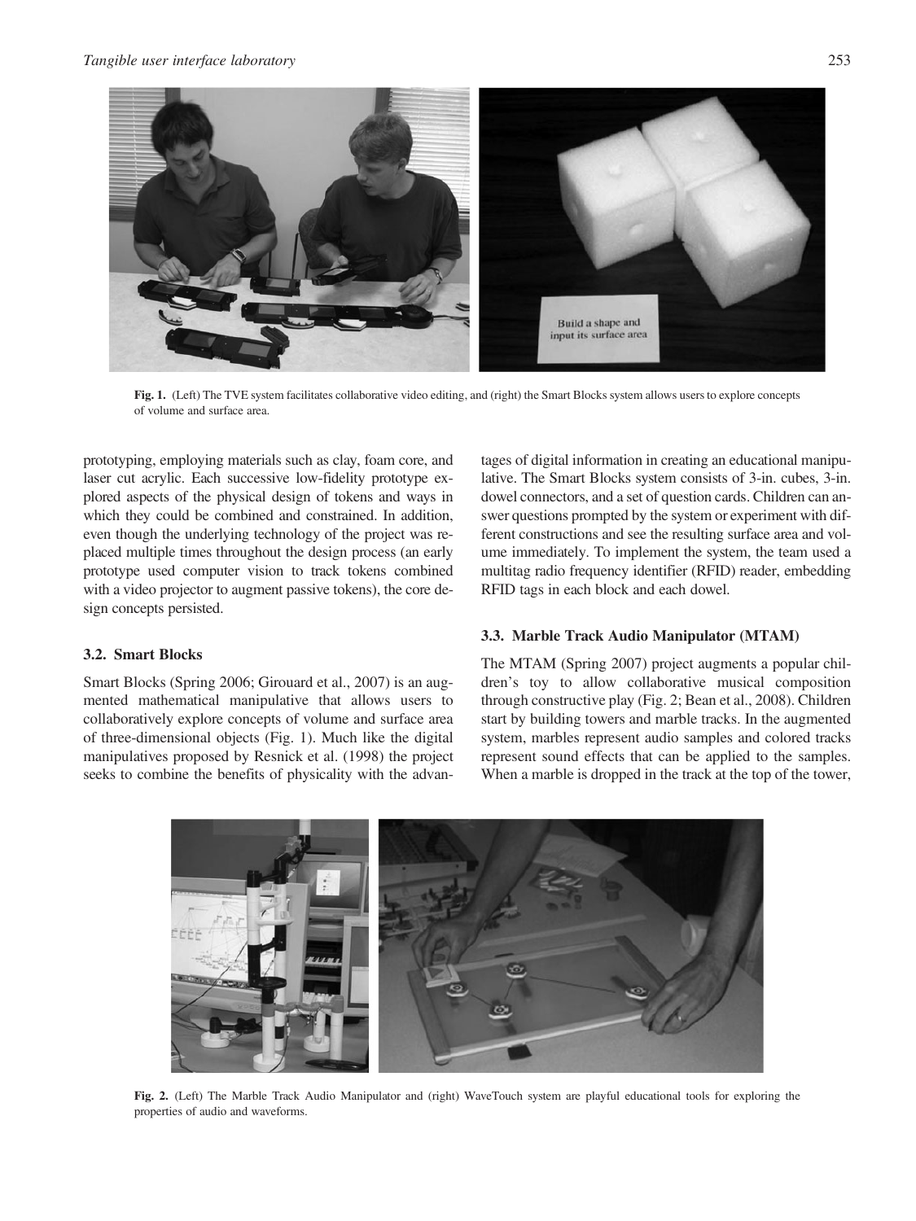Fig. 1. (Left) The TVE system facilitates collaborative video editing, and (right) the Smart Blocks system allows users to explore concepts of volume and surface area.

prototyping, employing materials such as clay, foam core, and laser cut acrylic. Each successive low-fidelity prototype explored aspects of the physical design of tokens and ways in which they could be combined and constrained. In addition, even though the underlying technology of the project was replaced multiple times throughout the design process (an early prototype used computer vision to track tokens combined with a video projector to augment passive tokens), the core design concepts persisted.

### 3.2. Smart Blocks

Smart Blocks (Spring 2006; Girouard et al., 2007) is an augmented mathematical manipulative that allows users to collaboratively explore concepts of volume and surface area of three-dimensional objects (Fig. 1). Much like the digital manipulatives proposed by Resnick et al. (1998) the project seeks to combine the benefits of physicality with the advantages of digital information in creating an educational manipulative. The Smart Blocks system consists of 3-in. cubes, 3-in. dowel connectors, and a set of question cards. Children can answer questions prompted by the system or experiment with different constructions and see the resulting surface area and volume immediately. To implement the system, the team used a multitag radio frequency identifier (RFID) reader, embedding RFID tags in each block and each dowel.

### 3.3. Marble Track Audio Manipulator (MTAM)

The MTAM (Spring 2007) project augments a popular children's toy to allow collaborative musical composition through constructive play (Fig. 2; Bean et al., 2008). Children start by building towers and marble tracks. In the augmented system, marbles represent audio samples and colored tracks represent sound effects that can be applied to the samples. When a marble is dropped in the track at the top of the tower,

Fig. 2. (Left) The Marble Track Audio Manipulator and (right) WaveTouch system are playful educational tools for exploring the properties of audio and waveforms.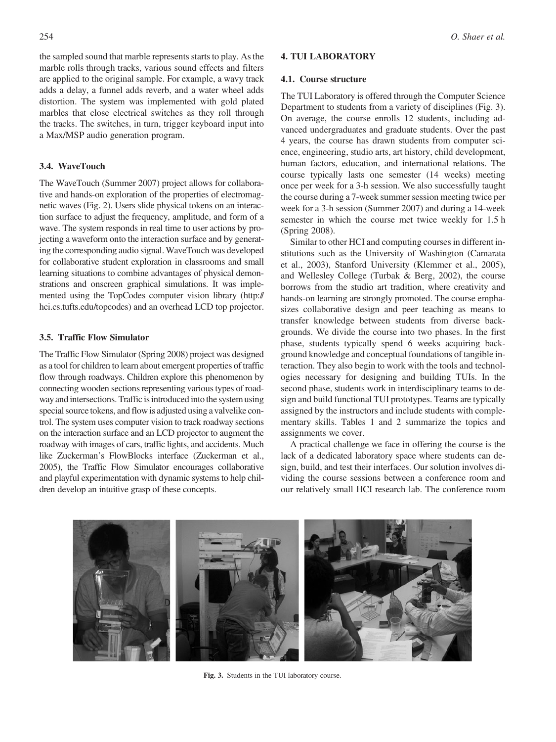the sampled sound that marble represents starts to play. As the marble rolls through tracks, various sound effects and filters are applied to the original sample. For example, a wavy track adds a delay, a funnel adds reverb, and a water wheel adds distortion. The system was implemented with gold plated marbles that close electrical switches as they roll through the tracks. The switches, in turn, trigger keyboard input into a Max/MSP audio generation program.

### 3.4. WaveTouch

The WaveTouch (Summer 2007) project allows for collaborative and hands-on exploration of the properties of electromagnetic waves (Fig. 2). Users slide physical tokens on an interaction surface to adjust the frequency, amplitude, and form of a wave. The system responds in real time to user actions by projecting a waveform onto the interaction surface and by generating the corresponding audio signal. WaveTouch was developed for collaborative student exploration in classrooms and small learning situations to combine advantages of physical demonstrations and onscreen graphical simulations. It was implemented using the TopCodes computer vision library (http://hci.cs.tufts.edu/topcodes) and an overhead LCD top projector.

### 3.5. Traffic Flow Simulator

The Traffic Flow Simulator (Spring 2008) project was designed as a tool for children to learn about emergent properties of traffic flow through roadways. Children explore this phenomenon by connecting wooden sections representing various types of roadway and intersections. Traffic is introduced into the system using special source tokens, and flow is adjusted using a valvelike control. The system uses computer vision to track roadway sections on the interaction surface and an LCD projector to augment the roadway with images of cars, traffic lights, and accidents. Much like Zuckerman's FlowBlocks interface (Zuckerman et al., 2005), the Traffic Flow Simulator encourages collaborative and playful experimentation with dynamic systems to help children develop an intuitive grasp of these concepts.

## 4. TUI LABORATORY

### 4.1. Course structure

The TUI Laboratory is offered through the Computer Science Department to students from a variety of disciplines (Fig. 3). On average, the course enrolls 12 students, including advanced undergraduates and graduate students. Over the past 4 years, the course has drawn students from computer science, engineering, studio arts, art history, child development, human factors, education, and international relations. The course typically lasts one semester (14 weeks) meeting once per week for a 3-h session. We also successfully taught the course during a 7-week summer session meeting twice per week for a 3-h session (Summer 2007) and during a 14-week semester in which the course met twice weekly for 1.5 h (Spring 2008).

Similar to other HCI and computing courses in different institutions such as the University of Washington (Camarata et al., 2003), Stanford University (Klemmer et al., 2005), and Wellesley College (Turbak & Berg, 2002), the course borrows from the studio art tradition, where creativity and hands-on learning are strongly promoted. The course emphasizes collaborative design and peer teaching as means to transfer knowledge between students from diverse backgrounds. We divide the course into two phases. In the first phase, students typically spend 6 weeks acquiring background knowledge and conceptual foundations of tangible interaction. They also begin to work with the tools and technologies necessary for designing and building TUIs. In the second phase, students work in interdisciplinary teams to design and build functional TUI prototypes. Teams are typically assigned by the instructors and include students with complementary skills. Tables 1 and 2 summarize the topics and assignments we cover.

A practical challenge we face in offering the course is the lack of a dedicated laboratory space where students can design, build, and test their interfaces. Our solution involves dividing the course sessions between a conference room and our relatively small HCI research lab. The conference room

**Fig. 3.** Students in the TUI laboratory course.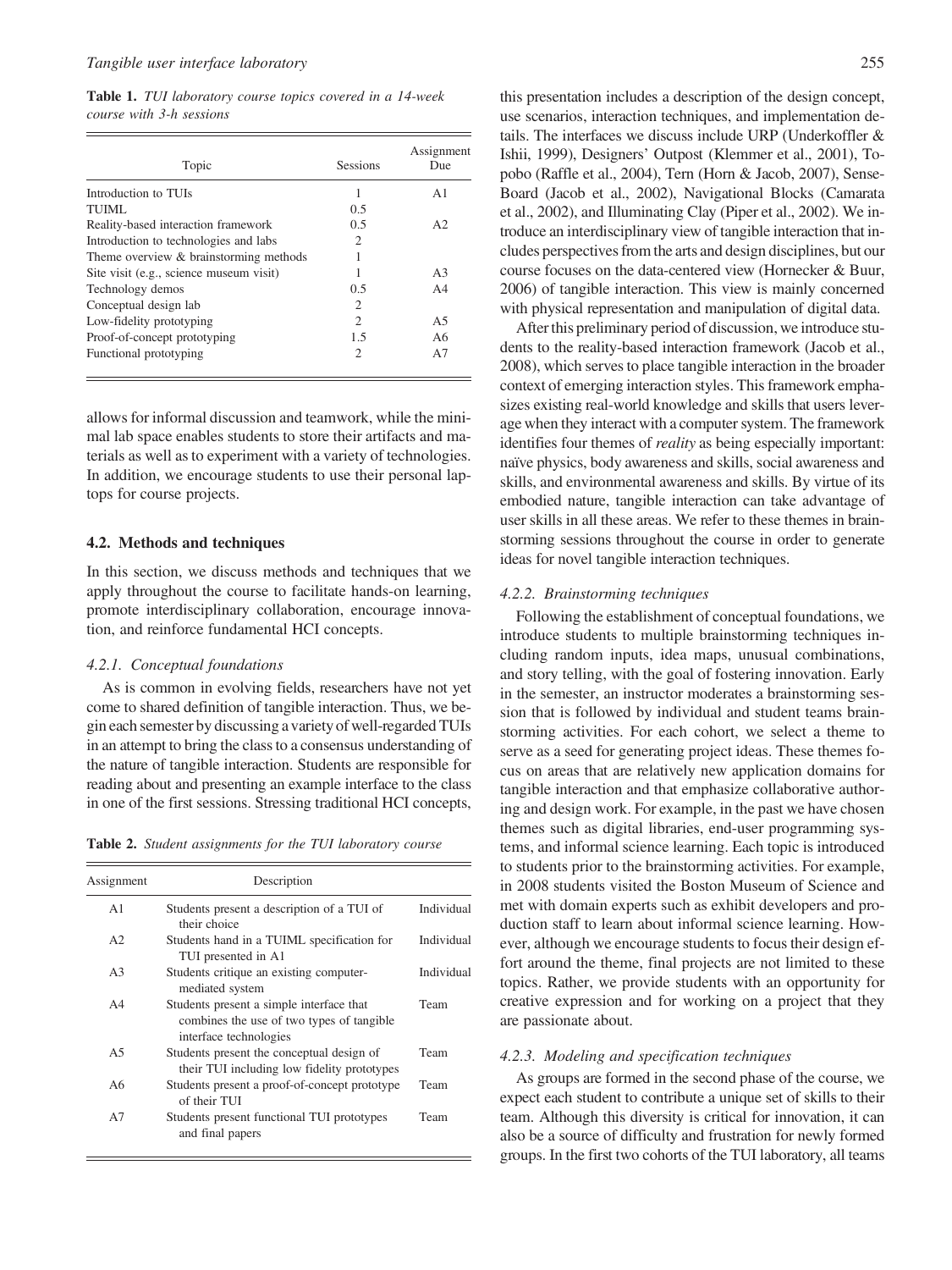**Table 1.** *TUI laboratory course topics covered in a 14-week course with 3-h sessions*

| Topic | Sessions | Assignment Due |
|---|---|---|
| Introduction to TUIs | 1 | A1 |
| TUIML | 0.5 | |
| Reality-based interaction framework | 0.5 | A2 |
| Introduction to technologies and labs | 2 | |
| Theme overview & brainstorming methods | 1 | |
| Site visit (e.g., science museum visit) | 1 | A3 |
| Technology demos | 0.5 | A4 |
| Conceptual design lab | 2 | |
| Low-fidelity prototyping | 2 | A5 |
| Proof-of-concept prototyping | 1.5 | A6 |
| Functional prototyping | 2 | A7 |

allows for informal discussion and teamwork, while the minimal lab space enables students to store their artifacts and materials as well as to experiment with a variety of technologies. In addition, we encourage students to use their personal laptops for course projects.

### 4.2. Methods and techniques

In this section, we discuss methods and techniques that we apply throughout the course to facilitate hands-on learning, promote interdisciplinary collaboration, encourage innovation, and reinforce fundamental HCI concepts.

#### *4.2.1. Conceptual foundations*

As is common in evolving fields, researchers have not yet come to shared definition of tangible interaction. Thus, we begin each semester by discussing a variety of well-regarded TUIs in an attempt to bring the class to a consensus understanding of the nature of tangible interaction. Students are responsible for reading about and presenting an example interface to the class in one of the first sessions. Stressing traditional HCI concepts, this presentation includes a description of the design concept, use scenarios, interaction techniques, and implementation details. The interfaces we discuss include URP (Underkoffler & Ishii, 1999), Designers' Outpost (Klemmer et al., 2001), Topobo (Raffle et al., 2004), Tern (Horn & Jacob, 2007), SenseBoard (Jacob et al., 2002), Navigational Blocks (Camarata et al., 2002), and Illuminating Clay (Piper et al., 2002). We introduce an interdisciplinary view of tangible interaction that includes perspectives from the arts and design disciplines, but our course focuses on the data-centered view (Hornecker & Buur, 2006) of tangible interaction. This view is mainly concerned with physical representation and manipulation of digital data.

After this preliminary period of discussion, we introduce students to the reality-based interaction framework (Jacob et al., 2008), which serves to place tangible interaction in the broader context of emerging interaction styles. This framework emphasizes existing real-world knowledge and skills that users leverage when they interact with a computer system. The framework identifies four themes of *reality* as being especially important: naïve physics, body awareness and skills, social awareness and skills, and environmental awareness and skills. By virtue of its embodied nature, tangible interaction can take advantage of user skills in all these areas. We refer to these themes in brainstorming sessions throughout the course in order to generate ideas for novel tangible interaction techniques.

**Table 2.** *Student assignments for the TUI laboratory course*

| Assignment | Description | |
|---|---|---|
| A1 | Students present a description of a TUI of their choice | Individual |
| A2 | Students hand in a TUIML specification for TUI presented in A1 | Individual |
| A3 | Students critique an existing computer-mediated system | Individual |
| A4 | Students present a simple interface that combines the use of two types of tangible interface technologies | Team |
| A5 | Students present the conceptual design of their TUI including low fidelity prototypes | Team |
| A6 | Students present a proof-of-concept prototype of their TUI | Team |
| A7 | Students present functional TUI prototypes and final papers | Team |

#### *4.2.2. Brainstorming techniques*

Following the establishment of conceptual foundations, we introduce students to multiple brainstorming techniques including random inputs, idea maps, unusual combinations, and story telling, with the goal of fostering innovation. Early in the semester, an instructor moderates a brainstorming session that is followed by individual and student teams brainstorming activities. For each cohort, we select a theme to serve as a seed for generating project ideas. These themes focus on areas that are relatively new application domains for tangible interaction and that emphasize collaborative authoring and design work. For example, in the past we have chosen themes such as digital libraries, end-user programming systems, and informal science learning. Each topic is introduced to students prior to the brainstorming activities. For example, in 2008 students visited the Boston Museum of Science and met with domain experts such as exhibit developers and production staff to learn about informal science learning. However, although we encourage students to focus their design effort around the theme, final projects are not limited to these topics. Rather, we provide students with an opportunity for creative expression and for working on a project that they are passionate about.

#### *4.2.3. Modeling and specification techniques*

As groups are formed in the second phase of the course, we expect each student to contribute a unique set of skills to their team. Although this diversity is critical for innovation, it can also be a source of difficulty and frustration for newly formed groups. In the first two cohorts of the TUI laboratory, all teams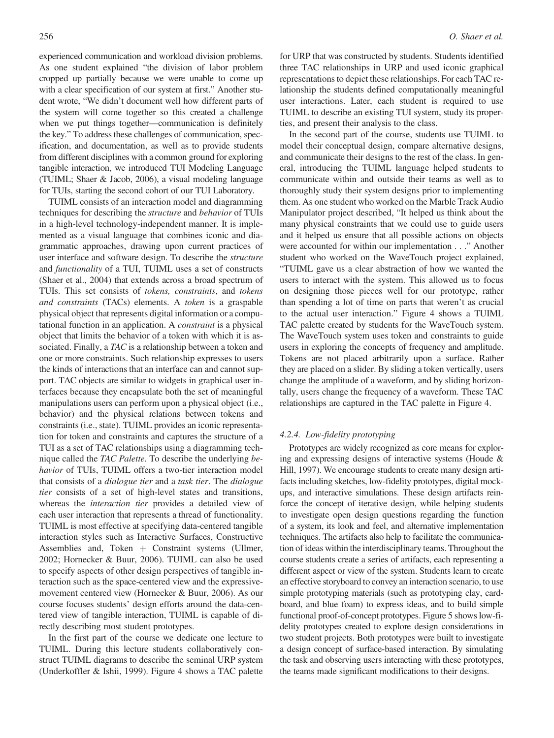experienced communication and workload division problems. As one student explained "the division of labor problem cropped up partially because we were unable to come up with a clear specification of our system at first." Another student wrote, "We didn't document well how different parts of the system will come together so this created a challenge when we put things together—communication is definitely the key." To address these challenges of communication, specification, and documentation, as well as to provide students from different disciplines with a common ground for exploring tangible interaction, we introduced TUI Modeling Language (TUIML; Shaer & Jacob, 2006), a visual modeling language for TUIs, starting the second cohort of our TUI Laboratory.

TUIML consists of an interaction model and diagramming techniques for describing the *structure* and *behavior* of TUIs in a high-level technology-independent manner. It is implemented as a visual language that combines iconic and diagrammatic approaches, drawing upon current practices of user interface and software design. To describe the *structure* and *functionality* of a TUI, TUIML uses a set of constructs (Shaer et al., 2004) that extends across a broad spectrum of TUIs. This set consists of *tokens, constraints*, and *tokens and constraints* (TACs) elements. A *token* is a graspable physical object that represents digital information or a computational function in an application. A *constraint* is a physical object that limits the behavior of a token with which it is associated. Finally, a *TAC* is a relationship between a token and one or more constraints. Such relationship expresses to users the kinds of interactions that an interface can and cannot support. TAC objects are similar to widgets in graphical user interfaces because they encapsulate both the set of meaningful manipulations users can perform upon a physical object (i.e., behavior) and the physical relations between tokens and constraints (i.e., state). TUIML provides an iconic representation for token and constraints and captures the structure of a TUI as a set of TAC relationships using a diagramming technique called the *TAC Palette*. To describe the underlying *behavior* of TUIs, TUIML offers a two-tier interaction model that consists of a *dialogue tier* and a *task tier*. The *dialogue tier* consists of a set of high-level states and transitions, whereas the *interaction tier* provides a detailed view of each user interaction that represents a thread of functionality. TUIML is most effective at specifying data-centered tangible interaction styles such as Interactive Surfaces, Constructive Assemblies and, Token + Constraint systems (Ullmer, 2002; Hornecker & Buur, 2006). TUIML can also be used to specify aspects of other design perspectives of tangible interaction such as the space-centered view and the expressive-movement centered view (Hornecker & Buur, 2006). As our course focuses students' design efforts around the data-centered view of tangible interaction, TUIML is capable of directly describing most student prototypes.

In the first part of the course we dedicate one lecture to TUIML. During this lecture students collaboratively construct TUIML diagrams to describe the seminal URP system (Underkoffler & Ishii, 1999). Figure 4 shows a TAC palette for URP that was constructed by students. Students identified three TAC relationships in URP and used iconic graphical representations to depict these relationships. For each TAC relationship the students defined computationally meaningful user interactions. Later, each student is required to use TUIML to describe an existing TUI system, study its properties, and present their analysis to the class.

In the second part of the course, students use TUIML to model their conceptual design, compare alternative designs, and communicate their designs to the rest of the class. In general, introducing the TUIML language helped students to communicate within and outside their teams as well as to thoroughly study their system designs prior to implementing them. As one student who worked on the Marble Track Audio Manipulator project described, "It helped us think about the many physical constraints that we could use to guide users and it helped us ensure that all possible actions on objects were accounted for within our implementation . . ." Another student who worked on the WaveTouch project explained, "TUIML gave us a clear abstraction of how we wanted the users to interact with the system. This allowed us to focus on designing those pieces well for our prototype, rather than spending a lot of time on parts that weren't as crucial to the actual user interaction." Figure 4 shows a TUIML TAC palette created by students for the WaveTouch system. The WaveTouch system uses token and constraints to guide users in exploring the concepts of frequency and amplitude. Tokens are not placed arbitrarily upon a surface. Rather they are placed on a slider. By sliding a token vertically, users change the amplitude of a waveform, and by sliding horizontally, users change the frequency of a waveform. These TAC relationships are captured in the TAC palette in Figure 4.

#### *4.2.4. Low-fidelity prototyping*

Prototypes are widely recognized as core means for exploring and expressing designs of interactive systems (Houde & Hill, 1997). We encourage students to create many design artifacts including sketches, low-fidelity prototypes, digital mockups, and interactive simulations. These design artifacts reinforce the concept of iterative design, while helping students to investigate open design questions regarding the function of a system, its look and feel, and alternative implementation techniques. The artifacts also help to facilitate the communication of ideas within the interdisciplinary teams. Throughout the course students create a series of artifacts, each representing a different aspect or view of the system. Students learn to create an effective storyboard to convey an interaction scenario, to use simple prototyping materials (such as prototyping clay, cardboard, and blue foam) to express ideas, and to build simple functional proof-of-concept prototypes. Figure 5 shows low-fidelity prototypes created to explore design considerations in two student projects. Both prototypes were built to investigate a design concept of surface-based interaction. By simulating the task and observing users interacting with these prototypes, the teams made significant modifications to their designs.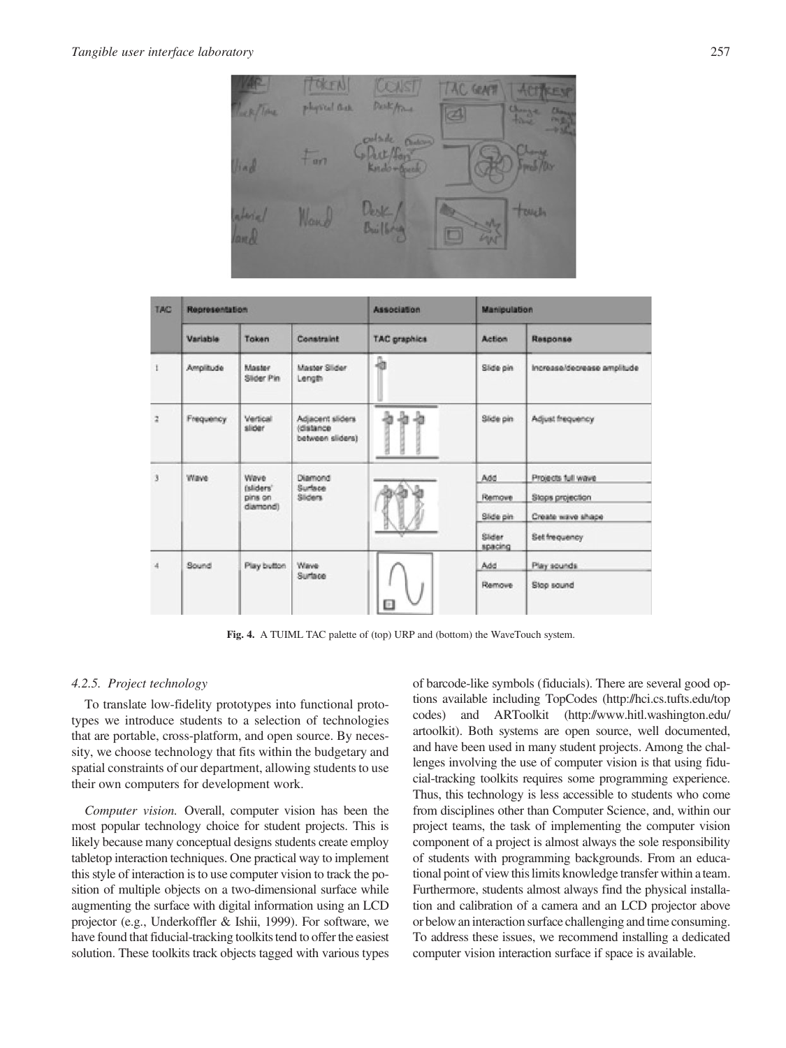| TAC | Representation | | | Association | Manipulation | |
|---|---|---|---|---|---|---|
| | Variable | Token | Constraint | TAC graphics | Action | Response |
| 1 | Amplitude | Master Slider Pin | Master Slider Length | | Slide pin | Increase/decrease amplitude |
| 2 | Frequency | Vertical slider | Adjacent sliders (distance between sliders) | | Slide pin | Adjust frequency |
| 3 | Wave | Wave (sliders' pins on diamond) | Diamond Surface Sliders | | Add | Projects full wave |
| | | | | | Remove | Stops projection |
| | | | | | Slide pin | Create wave shape |
| | | | | | Slider spacing | Set frequency |
| 4 | Sound | Play button | Wave Surface | | Add | Play sounds |
| | | | | | Remove | Stop sound |

**Fig. 4.** A TUIML TAC palette of (top) URP and (bottom) the WaveTouch system.

#### *4.2.5. Project technology*

To translate low-fidelity prototypes into functional prototypes we introduce students to a selection of technologies that are portable, cross-platform, and open source. By necessity, we choose technology that fits within the budgetary and spatial constraints of our department, allowing students to use their own computers for development work.

*Computer vision.* Overall, computer vision has been the most popular technology choice for student projects. This is likely because many conceptual designs students create employ tabletop interaction techniques. One practical way to implement this style of interaction is to use computer vision to track the position of multiple objects on a two-dimensional surface while augmenting the surface with digital information using an LCD projector (e.g., Underkoffler & Ishii, 1999). For software, we have found that fiducial-tracking toolkits tend to offer the easiest solution. These toolkits track objects tagged with various types of barcode-like symbols (fiducials). There are several good options available including TopCodes (http://hci.cs.tufts.edu/topcodes) and ARToolkit (http://www.hitl.washington.edu/artoolkit). Both systems are open source, well documented, and have been used in many student projects. Among the challenges involving the use of computer vision is that using fiducial-tracking toolkits requires some programming experience. Thus, this technology is less accessible to students who come from disciplines other than Computer Science, and, within our project teams, the task of implementing the computer vision component of a project is almost always the sole responsibility of students with programming backgrounds. From an educational point of view this limits knowledge transfer within a team. Furthermore, students almost always find the physical installation and calibration of a camera and an LCD projector above or below an interaction surface challenging and time consuming. To address these issues, we recommend installing a dedicated computer vision interaction surface if space is available.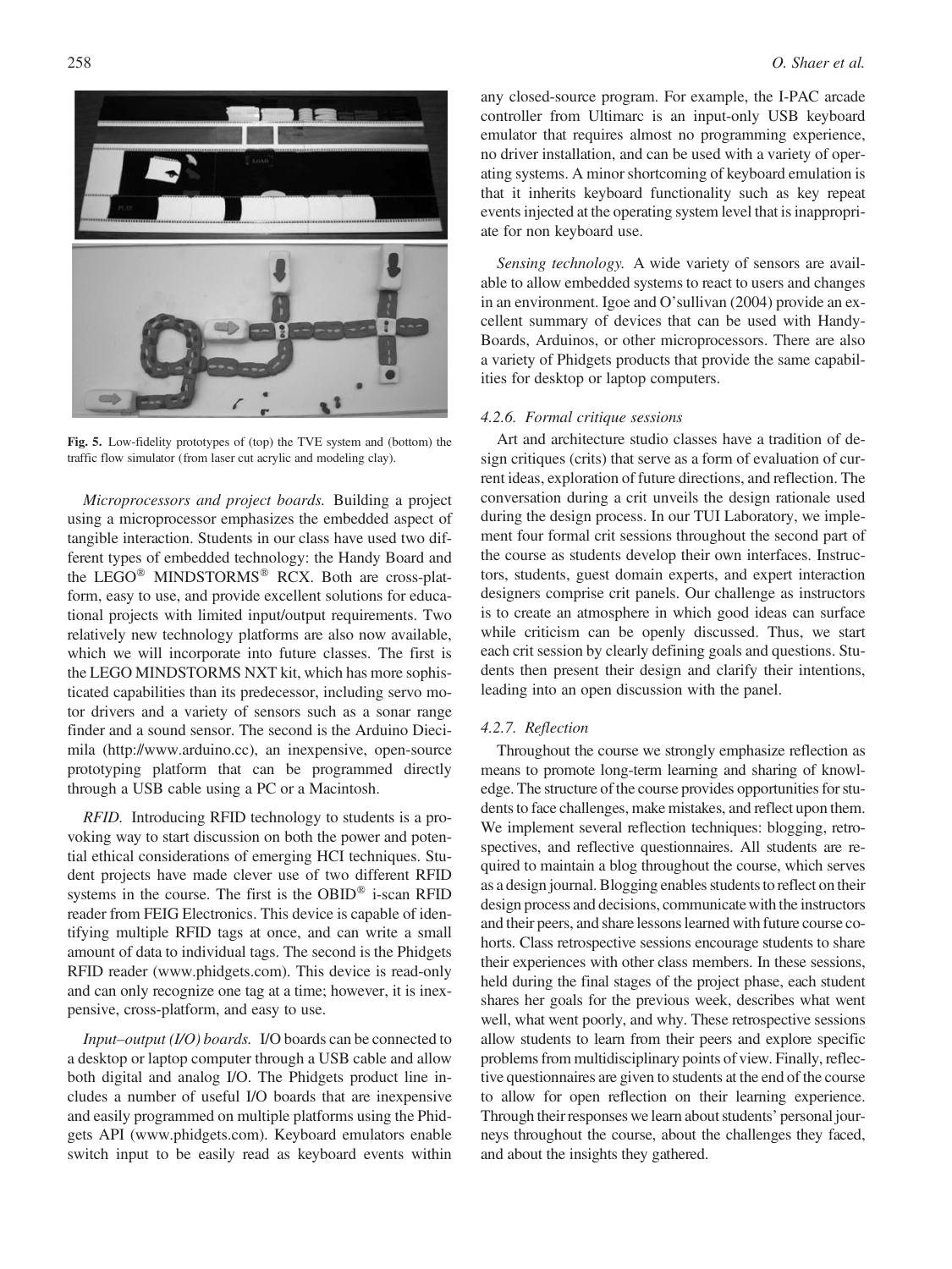Fig. 5. Low-fidelity prototypes of (top) the TVE system and (bottom) the traffic flow simulator (from laser cut acrylic and modeling clay).

*Microprocessors and project boards.* Building a project using a microprocessor emphasizes the embedded aspect of tangible interaction. Students in our class have used two different types of embedded technology: the Handy Board and the LEGO® MINDSTORMS® RCX. Both are cross-platform, easy to use, and provide excellent solutions for educational projects with limited input/output requirements. Two relatively new technology platforms are also now available, which we will incorporate into future classes. The first is the LEGO MINDSTORMS NXT kit, which has more sophisticated capabilities than its predecessor, including servo motor drivers and a variety of sensors such as a sonar range finder and a sound sensor. The second is the Arduino Diecimila (http://www.arduino.cc), an inexpensive, open-source prototyping platform that can be programmed directly through a USB cable using a PC or a Macintosh.

*RFID.* Introducing RFID technology to students is a provoking way to start discussion on both the power and potential ethical considerations of emerging HCI techniques. Student projects have made clever use of two different RFID systems in the course. The first is the OBID® i-scan RFID reader from FEIG Electronics. This device is capable of identifying multiple RFID tags at once, and can write a small amount of data to individual tags. The second is the Phidgets RFID reader (www.phidgets.com). This device is read-only and can only recognize one tag at a time; however, it is inexpensive, cross-platform, and easy to use.

*Input–output (I/O) boards.* I/O boards can be connected to a desktop or laptop computer through a USB cable and allow both digital and analog I/O. The Phidgets product line includes a number of useful I/O boards that are inexpensive and easily programmed on multiple platforms using the Phidgets API (www.phidgets.com). Keyboard emulators enable switch input to be easily read as keyboard events within any closed-source program. For example, the I-PAC arcade controller from Ultimarc is an input-only USB keyboard emulator that requires almost no programming experience, no driver installation, and can be used with a variety of operating systems. A minor shortcoming of keyboard emulation is that it inherits keyboard functionality such as key repeat events injected at the operating system level that is inappropriate for non keyboard use.

*Sensing technology.* A wide variety of sensors are available to allow embedded systems to react to users and changes in an environment. Igoe and O'sullivan (2004) provide an excellent summary of devices that can be used with Handy-Boards, Arduinos, or other microprocessors. There are also a variety of Phidgets products that provide the same capabilities for desktop or laptop computers.

#### *4.2.6. Formal critique sessions*

Art and architecture studio classes have a tradition of design critiques (crits) that serve as a form of evaluation of current ideas, exploration of future directions, and reflection. The conversation during a crit unveils the design rationale used during the design process. In our TUI Laboratory, we implement four formal crit sessions throughout the second part of the course as students develop their own interfaces. Instructors, students, guest domain experts, and expert interaction designers comprise crit panels. Our challenge as instructors is to create an atmosphere in which good ideas can surface while criticism can be openly discussed. Thus, we start each crit session by clearly defining goals and questions. Students then present their design and clarify their intentions, leading into an open discussion with the panel.

#### *4.2.7. Reflection*

Throughout the course we strongly emphasize reflection as means to promote long-term learning and sharing of knowledge. The structure of the course provides opportunities for students to face challenges, make mistakes, and reflect upon them. We implement several reflection techniques: blogging, retrospectives, and reflective questionnaires. All students are required to maintain a blog throughout the course, which serves as a design journal. Blogging enables students to reflect on their design process and decisions, communicate with the instructors and their peers, and share lessons learned with future course cohorts. Class retrospective sessions encourage students to share their experiences with other class members. In these sessions, held during the final stages of the project phase, each student shares her goals for the previous week, describes what went well, what went poorly, and why. These retrospective sessions allow students to learn from their peers and explore specific problems from multidisciplinary points of view. Finally, reflective questionnaires are given to students at the end of the course to allow for open reflection on their learning experience. Through their responses we learn about students' personal journeys throughout the course, about the challenges they faced, and about the insights they gathered.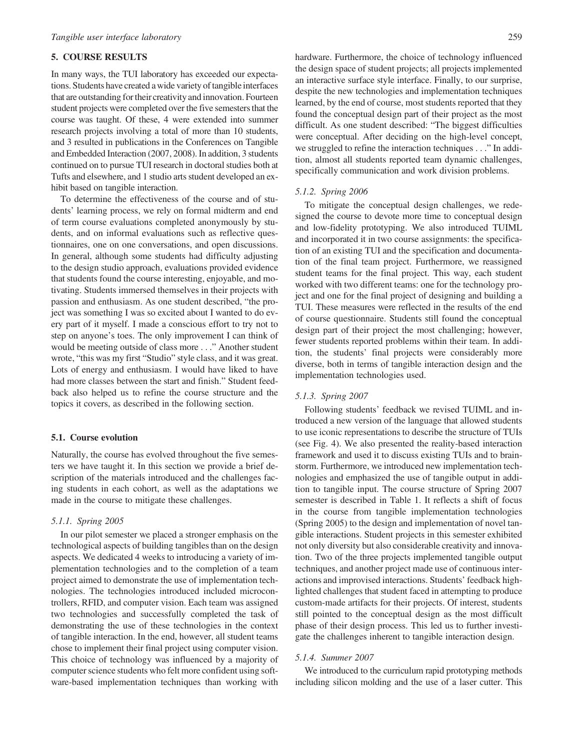## 5. COURSE RESULTS

In many ways, the TUI laboratory has exceeded our expectations. Students have created a wide variety of tangible interfaces that are outstanding for their creativity and innovation. Fourteen student projects were completed over the five semesters that the course was taught. Of these, 4 were extended into summer research projects involving a total of more than 10 students, and 3 resulted in publications in the Conferences on Tangible and Embedded Interaction (2007, 2008). In addition, 3 students continued on to pursue TUI research in doctoral studies both at Tufts and elsewhere, and 1 studio arts student developed an exhibit based on tangible interaction.

To determine the effectiveness of the course and of students' learning process, we rely on formal midterm and end of term course evaluations completed anonymously by students, and on informal evaluations such as reflective questionnaires, one on one conversations, and open discussions. In general, although some students had difficulty adjusting to the design studio approach, evaluations provided evidence that students found the course interesting, enjoyable, and motivating. Students immersed themselves in their projects with passion and enthusiasm. As one student described, "the project was something I was so excited about I wanted to do every part of it myself. I made a conscious effort to try not to step on anyone's toes. The only improvement I can think of would be meeting outside of class more . . ." Another student wrote, "this was my first "Studio" style class, and it was great. Lots of energy and enthusiasm. I would have liked to have had more classes between the start and finish." Student feedback also helped us to refine the course structure and the topics it covers, as described in the following section.

### 5.1. Course evolution

Naturally, the course has evolved throughout the five semesters we have taught it. In this section we provide a brief description of the materials introduced and the challenges facing students in each cohort, as well as the adaptations we made in the course to mitigate these challenges.

#### *5.1.1. Spring 2005*

In our pilot semester we placed a stronger emphasis on the technological aspects of building tangibles than on the design aspects. We dedicated 4 weeks to introducing a variety of implementation technologies and to the completion of a team project aimed to demonstrate the use of implementation technologies. The technologies introduced included microcontrollers, RFID, and computer vision. Each team was assigned two technologies and successfully completed the task of demonstrating the use of these technologies in the context of tangible interaction. In the end, however, all student teams chose to implement their final project using computer vision. This choice of technology was influenced by a majority of computer science students who felt more confident using software-based implementation techniques than working with hardware. Furthermore, the choice of technology influenced the design space of student projects; all projects implemented an interactive surface style interface. Finally, to our surprise, despite the new technologies and implementation techniques learned, by the end of course, most students reported that they found the conceptual design part of their project as the most difficult. As one student described: "The biggest difficulties were conceptual. After deciding on the high-level concept, we struggled to refine the interaction techniques . . ." In addition, almost all students reported team dynamic challenges, specifically communication and work division problems.

#### *5.1.2. Spring 2006*

To mitigate the conceptual design challenges, we redesigned the course to devote more time to conceptual design and low-fidelity prototyping. We also introduced TUIML and incorporated it in two course assignments: the specification of an existing TUI and the specification and documentation of the final team project. Furthermore, we reassigned student teams for the final project. This way, each student worked with two different teams: one for the technology project and one for the final project of designing and building a TUI. These measures were reflected in the results of the end of course questionnaire. Students still found the conceptual design part of their project the most challenging; however, fewer students reported problems within their team. In addition, the students' final projects were considerably more diverse, both in terms of tangible interaction design and the implementation technologies used.

#### *5.1.3. Spring 2007*

Following students' feedback we revised TUIML and introduced a new version of the language that allowed students to use iconic representations to describe the structure of TUIs (see Fig. 4). We also presented the reality-based interaction framework and used it to discuss existing TUIs and to brainstorm. Furthermore, we introduced new implementation technologies and emphasized the use of tangible output in addition to tangible input. The course structure of Spring 2007 semester is described in Table 1. It reflects a shift of focus in the course from tangible implementation technologies (Spring 2005) to the design and implementation of novel tangible interactions. Student projects in this semester exhibited not only diversity but also considerable creativity and innovation. Two of the three projects implemented tangible output techniques, and another project made use of continuous interactions and improvised interactions. Students' feedback highlighted challenges that student faced in attempting to produce custom-made artifacts for their projects. Of interest, students still pointed to the conceptual design as the most difficult phase of their design process. This led us to further investigate the challenges inherent to tangible interaction design.

#### *5.1.4. Summer 2007*

We introduced to the curriculum rapid prototyping methods including silicon molding and the use of a laser cutter. This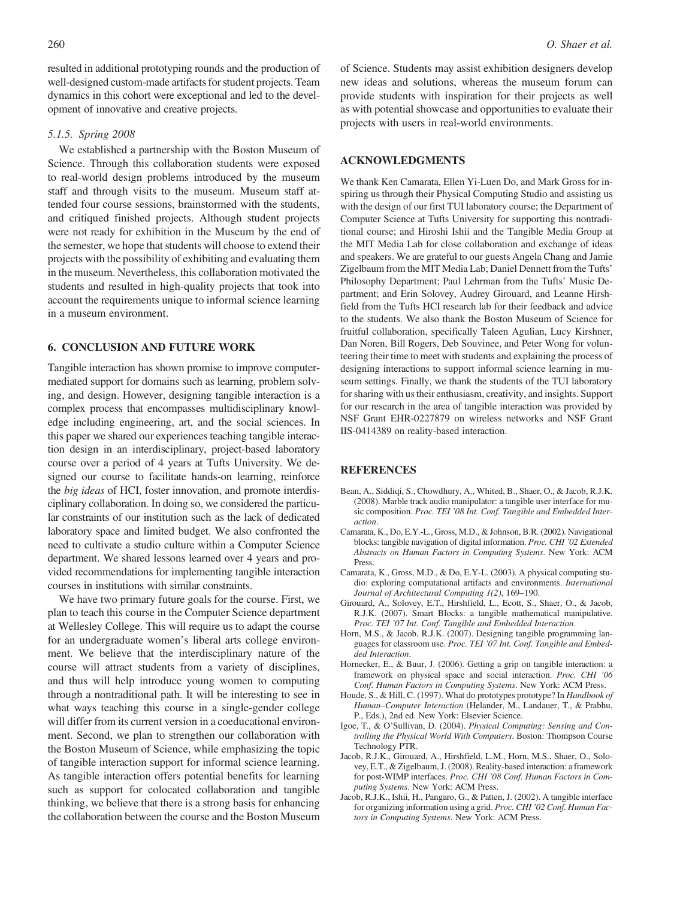resulted in additional prototyping rounds and the production of well-designed custom-made artifacts for student projects. Team dynamics in this cohort were exceptional and led to the development of innovative and creative projects.

#### *5.1.5. Spring 2008*

We established a partnership with the Boston Museum of Science. Through this collaboration students were exposed to real-world design problems introduced by the museum staff and through visits to the museum. Museum staff attended four course sessions, brainstormed with the students, and critiqued finished projects. Although student projects were not ready for exhibition in the Museum by the end of the semester, we hope that students will choose to extend their projects with the possibility of exhibiting and evaluating them in the museum. Nevertheless, this collaboration motivated the students and resulted in high-quality projects that took into account the requirements unique to informal science learning in a museum environment.

## 6. CONCLUSION AND FUTURE WORK

Tangible interaction has shown promise to improve computer-mediated support for domains such as learning, problem solving, and design. However, designing tangible interaction is a complex process that encompasses multidisciplinary knowledge including engineering, art, and the social sciences. In this paper we shared our experiences teaching tangible interaction design in an interdisciplinary, project-based laboratory course over a period of 4 years at Tufts University. We designed our course to facilitate hands-on learning, reinforce the *big ideas* of HCI, foster innovation, and promote interdisciplinary collaboration. In doing so, we considered the particular constraints of our institution such as the lack of dedicated laboratory space and limited budget. We also confronted the need to cultivate a studio culture within a Computer Science department. We shared lessons learned over 4 years and provided recommendations for implementing tangible interaction courses in institutions with similar constraints.

We have two primary future goals for the course. First, we plan to teach this course in the Computer Science department at Wellesley College. This will require us to adapt the course for an undergraduate women's liberal arts college environment. We believe that the interdisciplinary nature of the course will attract students from a variety of disciplines, and thus will help introduce young women to computing through a nontraditional path. It will be interesting to see in what ways teaching this course in a single-gender college will differ from its current version in a coeducational environment. Second, we plan to strengthen our collaboration with the Boston Museum of Science, while emphasizing the topic of tangible interaction support for informal science learning. As tangible interaction offers potential benefits for learning such as support for colocated collaboration and tangible thinking, we believe that there is a strong basis for enhancing the collaboration between the course and the Boston Museum of Science. Students may assist exhibition designers develop new ideas and solutions, whereas the museum forum can provide students with inspiration for their projects as well as with potential showcase and opportunities to evaluate their projects with users in real-world environments.

## ACKNOWLEDGMENTS

We thank Ken Camarata, Ellen Yi-Luen Do, and Mark Gross for inspiring us through their Physical Computing Studio and assisting us with the design of our first TUI laboratory course; the Department of Computer Science at Tufts University for supporting this nontraditional course; and Hiroshi Ishii and the Tangible Media Group at the MIT Media Lab for close collaboration and exchange of ideas and speakers. We are grateful to our guests Angela Chang and Jamie Zigelbaum from the MIT Media Lab; Daniel Dennett from the Tufts' Philosophy Department; Paul Lehrman from the Tufts' Music Department; and Erin Solovey, Audrey Girouard, and Leanne Hirshfield from the Tufts HCI research lab for their feedback and advice to the students. We also thank the Boston Museum of Science for fruitful collaboration, specifically Taleen Agulian, Lucy Kirshner, Dan Noren, Bill Rogers, Deb Souvinee, and Peter Wong for volunteering their time to meet with students and explaining the process of designing interactions to support informal science learning in museum settings. Finally, we thank the students of the TUI laboratory for sharing with us their enthusiasm, creativity, and insights. Support for our research in the area of tangible interaction was provided by NSF Grant EHR-0227879 on wireless networks and NSF Grant IIS-0414389 on reality-based interaction.

## REFERENCES

Bean, A., Siddiqi, S., Chowdhury, A., Whited, B., Shaer, O., & Jacob, R.J.K. (2008). Marble track audio manipulator: a tangible user interface for music composition. *Proc. TEI '08 Int. Conf. Tangible and Embedded Interaction*.

Camarata, K., Do, E.Y.-L., Gross, M.D., & Johnson, B.R. (2002). Navigational blocks: tangible navigation of digital information. *Proc. CHI '02 Extended Abstracts on Human Factors in Computing Systems*. New York: ACM Press.

Camarata, K., Gross, M.D., & Do, E.Y-L. (2003). A physical computing studio: exploring computational artifacts and environments. *International Journal of Architectural Computing 1(2)*, 169–190.

Girouard, A., Solovey, E.T., Hirshfield, L., Ecott, S., Shaer, O., & Jacob, R.J.K. (2007). Smart Blocks: a tangible mathematical manipulative. *Proc. TEI '07 Int. Conf. Tangible and Embedded Interaction*.

Horn, M.S., & Jacob, R.J.K. (2007). Designing tangible programming languages for classroom use. *Proc. TEI '07 Int. Conf. Tangible and Embedded Interaction*.

Hornecker, E., & Buur, J. (2006). Getting a grip on tangible interaction: a framework on physical space and social interaction. *Proc. CHI '06 Conf. Human Factors in Computing Systems*. New York: ACM Press.

Houde, S., & Hill, C. (1997). What do prototypes prototype? In *Handbook of Human–Computer Interaction* (Helander, M., Landauer, T., & Prabhu, P., Eds.), 2nd ed. New York: Elsevier Science.

Igoe, T., & O'Sullivan, D. (2004). *Physical Computing: Sensing and Controlling the Physical World With Computers*. Boston: Thompson Course Technology PTR.

Jacob, R.J.K., Girouard, A., Hirshfield, L.M., Horn, M.S., Shaer, O., Solovey, E.T., & Zigelbaum, J. (2008). Reality-based interaction: a framework for post-WIMP interfaces. *Proc. CHI '08 Conf. Human Factors in Computing Systems*. New York: ACM Press.

Jacob, R.J.K., Ishii, H., Pangaro, G., & Patten, J. (2002). A tangible interface for organizing information using a grid. *Proc. CHI '02 Conf. Human Factors in Computing Systems*. New York: ACM Press.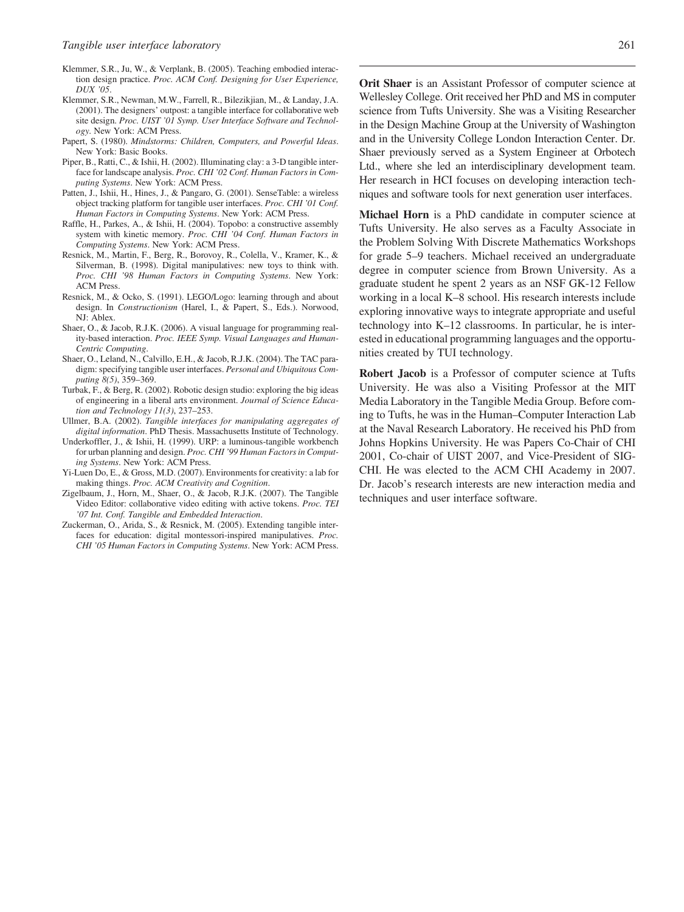Klemmer, S.R., Ju, W., & Verplank, B. (2005). Teaching embodied interaction design practice. *Proc. ACM Conf. Designing for User Experience, DUX '05*.

Klemmer, S.R., Newman, M.W., Farrell, R., Bilezikjian, M., & Landay, J.A. (2001). The designers' outpost: a tangible interface for collaborative web site design. *Proc. UIST '01 Symp. User Interface Software and Technology*. New York: ACM Press.

Papert, S. (1980). *Mindstorms: Children, Computers, and Powerful Ideas*. New York: Basic Books.

Piper, B., Ratti, C., & Ishii, H. (2002). Illuminating clay: a 3-D tangible interface for landscape analysis. *Proc. CHI '02 Conf. Human Factors in Computing Systems*. New York: ACM Press.

Patten, J., Ishii, H., Hines, J., & Pangaro, G. (2001). SenseTable: a wireless object tracking platform for tangible user interfaces. *Proc. CHI '01 Conf. Human Factors in Computing Systems*. New York: ACM Press.

Raffle, H., Parkes, A., & Ishii, H. (2004). Topobo: a constructive assembly system with kinetic memory. *Proc. CHI '04 Conf. Human Factors in Computing Systems*. New York: ACM Press.

Resnick, M., Martin, F., Berg, R., Borovoy, R., Colella, V., Kramer, K., & Silverman, B. (1998). Digital manipulatives: new toys to think with. *Proc. CHI '98 Human Factors in Computing Systems*. New York: ACM Press.

Resnick, M., & Ocko, S. (1991). LEGO/Logo: learning through and about design. In *Constructionism* (Harel, I., & Papert, S., Eds.). Norwood, NJ: Ablex.

Shaer, O., & Jacob, R.J.K. (2006). A visual language for programming reality-based interaction. *Proc. IEEE Symp. Visual Languages and Human-Centric Computing*.

Shaer, O., Leland, N., Calvillo, E.H., & Jacob, R.J.K. (2004). The TAC paradigm: specifying tangible user interfaces. *Personal and Ubiquitous Computing 8(5)*, 359–369.

Turbak, F., & Berg, R. (2002). Robotic design studio: exploring the big ideas of engineering in a liberal arts environment. *Journal of Science Education and Technology 11(3)*, 237–253.

Ullmer, B.A. (2002). *Tangible interfaces for manipulating aggregates of digital information*. PhD Thesis. Massachusetts Institute of Technology.

Underkoffler, J., & Ishii, H. (1999). URP: a luminous-tangible workbench for urban planning and design. *Proc. CHI '99 Human Factors in Computing Systems*. New York: ACM Press.

Yi-Luen Do, E., & Gross, M.D. (2007). Environments for creativity: a lab for making things. *Proc. ACM Creativity and Cognition*.

Zigelbaum, J., Horn, M., Shaer, O., & Jacob, R.J.K. (2007). The Tangible Video Editor: collaborative video editing with active tokens. *Proc. TEI '07 Int. Conf. Tangible and Embedded Interaction*.

Zuckerman, O., Arida, S., & Resnick, M. (2005). Extending tangible interfaces for education: digital montessori-inspired manipulatives. *Proc. CHI '05 Human Factors in Computing Systems*. New York: ACM Press.

---

**Orit Shaer** is an Assistant Professor of computer science at Wellesley College. Orit received her PhD and MS in computer science from Tufts University. She was a Visiting Researcher in the Design Machine Group at the University of Washington and in the University College London Interaction Center. Dr. Shaer previously served as a System Engineer at Orbotech Ltd., where she led an interdisciplinary development team. Her research in HCI focuses on developing interaction techniques and software tools for next generation user interfaces.

**Michael Horn** is a PhD candidate in computer science at Tufts University. He also serves as a Faculty Associate in the Problem Solving With Discrete Mathematics Workshops for grade 5–9 teachers. Michael received an undergraduate degree in computer science from Brown University. As a graduate student he spent 2 years as an NSF GK-12 Fellow working in a local K–8 school. His research interests include exploring innovative ways to integrate appropriate and useful technology into K–12 classrooms. In particular, he is interested in educational programming languages and the opportunities created by TUI technology.

**Robert Jacob** is a Professor of computer science at Tufts University. He was also a Visiting Professor at the MIT Media Laboratory in the Tangible Media Group. Before coming to Tufts, he was in the Human–Computer Interaction Lab at the Naval Research Laboratory. He received his PhD from Johns Hopkins University. He was Papers Co-Chair of CHI 2001, Co-chair of UIST 2007, and Vice-President of SIGCHI. He was elected to the ACM CHI Academy in 2007. Dr. Jacob's research interests are new interaction media and techniques and user interface software.